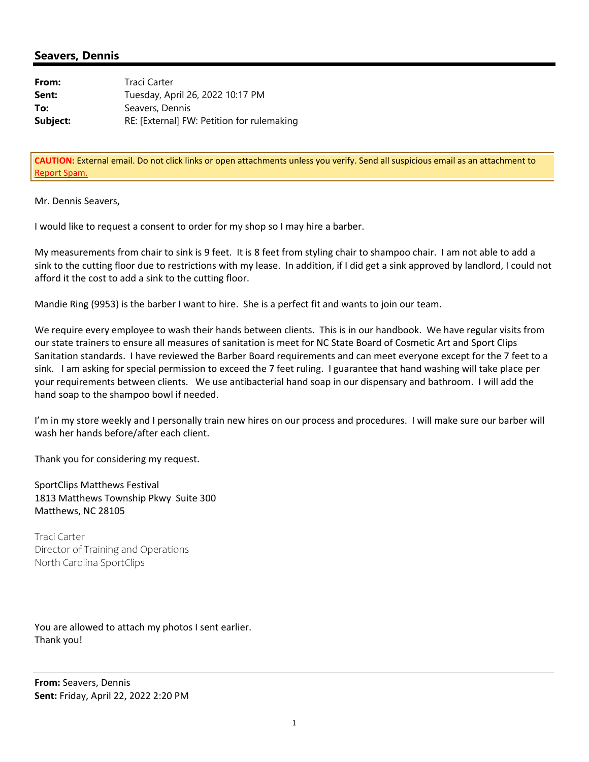## Seavers, Dennis

| | |
|---|---|
| **From:** | Traci Carter |
| **Sent:** | Tuesday, April 26, 2022 10:17 PM |
| **To:** | Seavers, Dennis |
| **Subject:** | RE: [External] FW: Petition for rulemaking |

**CAUTION:** External email. Do not click links or open attachments unless you verify. Send all suspicious email as an attachment to Report Spam.

Mr. Dennis Seavers,

I would like to request a consent to order for my shop so I may hire a barber.

My measurements from chair to sink is 9 feet. It is 8 feet from styling chair to shampoo chair. I am not able to add a sink to the cutting floor due to restrictions with my lease. In addition, if I did get a sink approved by landlord, I could not afford it the cost to add a sink to the cutting floor.

Mandie Ring (9953) is the barber I want to hire. She is a perfect fit and wants to join our team.

We require every employee to wash their hands between clients. This is in our handbook. We have regular visits from our state trainers to ensure all measures of sanitation is meet for NC State Board of Cosmetic Art and Sport Clips Sanitation standards. I have reviewed the Barber Board requirements and can meet everyone except for the 7 feet to a sink. I am asking for special permission to exceed the 7 feet ruling. I guarantee that hand washing will take place per your requirements between clients. We use antibacterial hand soap in our dispensary and bathroom. I will add the hand soap to the shampoo bowl if needed.

I'm in my store weekly and I personally train new hires on our process and procedures. I will make sure our barber will wash her hands before/after each client.

Thank you for considering my request.

SportClips Matthews Festival
1813 Matthews Township Pkwy Suite 300
Matthews, NC 28105

Traci Carter
Director of Training and Operations
North Carolina SportClips

You are allowed to attach my photos I sent earlier.
Thank you!

---

**From:** Seavers, Dennis
**Sent:** Friday, April 22, 2022 2:20 PM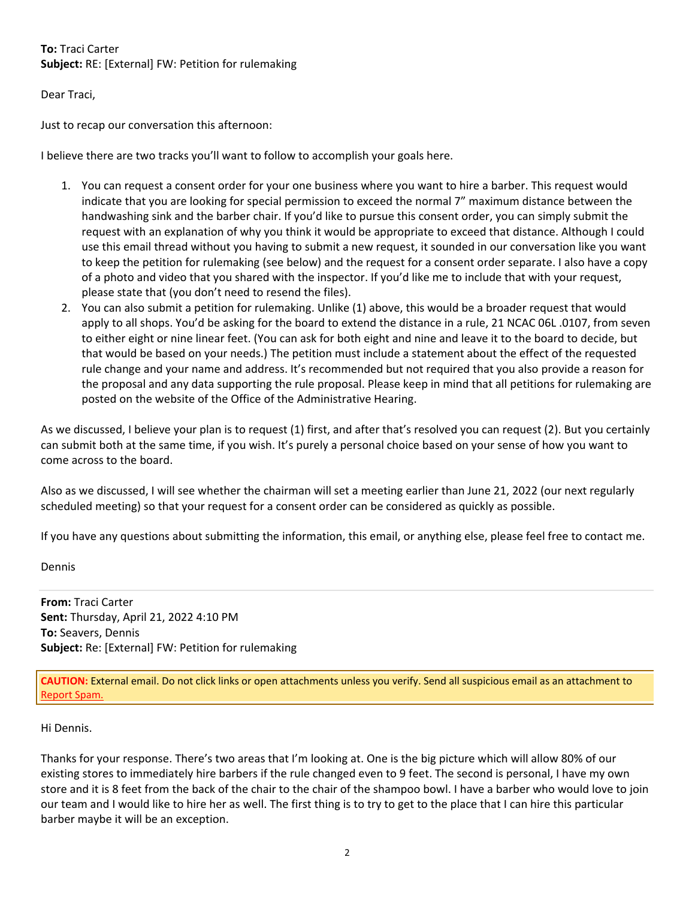**To:** Traci Carter
**Subject:** RE: [External] FW: Petition for rulemaking

Dear Traci,

Just to recap our conversation this afternoon:

I believe there are two tracks you'll want to follow to accomplish your goals here.

1. You can request a consent order for your one business where you want to hire a barber. This request would indicate that you are looking for special permission to exceed the normal 7" maximum distance between the handwashing sink and the barber chair. If you'd like to pursue this consent order, you can simply submit the request with an explanation of why you think it would be appropriate to exceed that distance. Although I could use this email thread without you having to submit a new request, it sounded in our conversation like you want to keep the petition for rulemaking (see below) and the request for a consent order separate. I also have a copy of a photo and video that you shared with the inspector. If you'd like me to include that with your request, please state that (you don't need to resend the files).
2. You can also submit a petition for rulemaking. Unlike (1) above, this would be a broader request that would apply to all shops. You'd be asking for the board to extend the distance in a rule, 21 NCAC 06L .0107, from seven to either eight or nine linear feet. (You can ask for both eight and nine and leave it to the board to decide, but that would be based on your needs.) The petition must include a statement about the effect of the requested rule change and your name and address. It's recommended but not required that you also provide a reason for the proposal and any data supporting the rule proposal. Please keep in mind that all petitions for rulemaking are posted on the website of the Office of the Administrative Hearing.

As we discussed, I believe your plan is to request (1) first, and after that's resolved you can request (2). But you certainly can submit both at the same time, if you wish. It's purely a personal choice based on your sense of how you want to come across to the board.

Also as we discussed, I will see whether the chairman will set a meeting earlier than June 21, 2022 (our next regularly scheduled meeting) so that your request for a consent order can be considered as quickly as possible.

If you have any questions about submitting the information, this email, or anything else, please feel free to contact me.

Dennis

---

**From:** Traci Carter
**Sent:** Thursday, April 21, 2022 4:10 PM
**To:** Seavers, Dennis
**Subject:** Re: [External] FW: Petition for rulemaking

**CAUTION:** External email. Do not click links or open attachments unless you verify. Send all suspicious email as an attachment to Report Spam.

Hi Dennis.

Thanks for your response. There's two areas that I'm looking at. One is the big picture which will allow 80% of our existing stores to immediately hire barbers if the rule changed even to 9 feet. The second is personal, I have my own store and it is 8 feet from the back of the chair to the chair of the shampoo bowl. I have a barber who would love to join our team and I would like to hire her as well. The first thing is to try to get to the place that I can hire this particular barber maybe it will be an exception.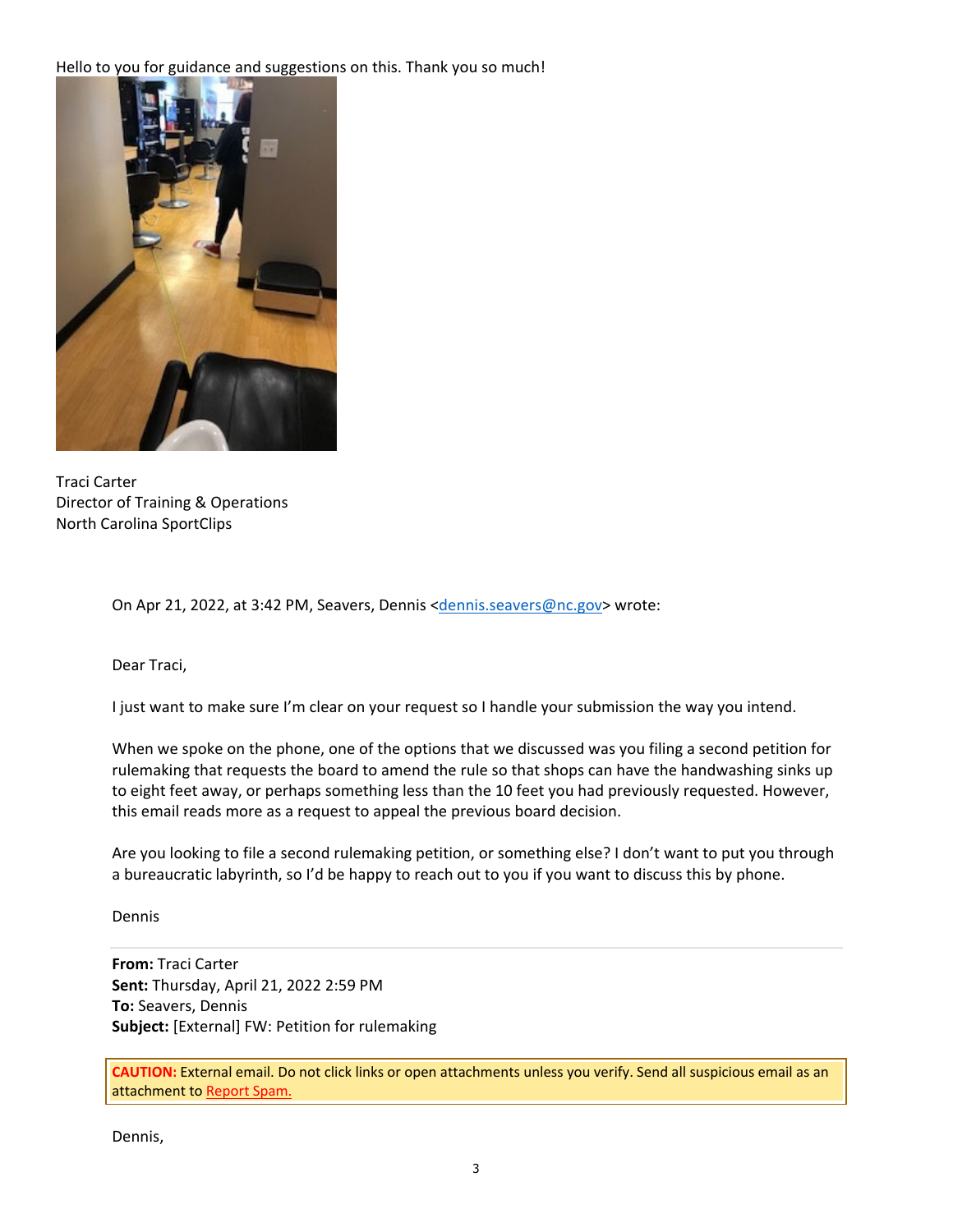Hello to you for guidance and suggestions on this. Thank you so much!

Traci Carter
Director of Training & Operations
North Carolina SportClips

> On Apr 21, 2022, at 3:42 PM, Seavers, Dennis <dennis.seavers@nc.gov> wrote:
>
> Dear Traci,
>
> I just want to make sure I'm clear on your request so I handle your submission the way you intend.
>
> When we spoke on the phone, one of the options that we discussed was you filing a second petition for rulemaking that requests the board to amend the rule so that shops can have the handwashing sinks up to eight feet away, or perhaps something less than the 10 feet you had previously requested. However, this email reads more as a request to appeal the previous board decision.
>
> Are you looking to file a second rulemaking petition, or something else? I don't want to put you through a bureaucratic labyrinth, so I'd be happy to reach out to you if you want to discuss this by phone.
>
> Dennis
>
> **From:** Traci Carter
> **Sent:** Thursday, April 21, 2022 2:59 PM
> **To:** Seavers, Dennis
> **Subject:** [External] FW: Petition for rulemaking
>
> **CAUTION:** External email. Do not click links or open attachments unless you verify. Send all suspicious email as an attachment to Report Spam.
>
> Dennis,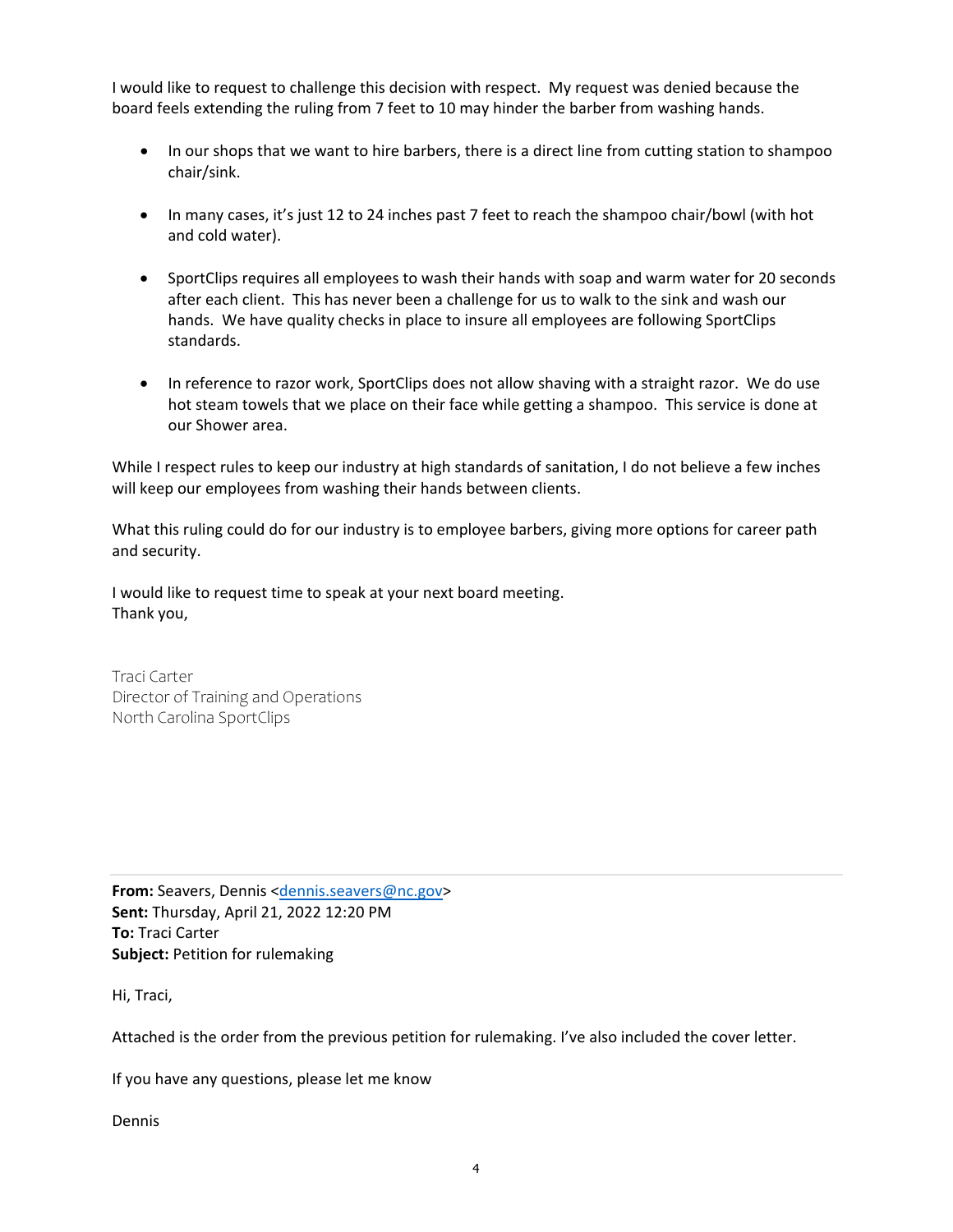I would like to request to challenge this decision with respect. My request was denied because the board feels extending the ruling from 7 feet to 10 may hinder the barber from washing hands.

- In our shops that we want to hire barbers, there is a direct line from cutting station to shampoo chair/sink.
- In many cases, it's just 12 to 24 inches past 7 feet to reach the shampoo chair/bowl (with hot and cold water).
- SportClips requires all employees to wash their hands with soap and warm water for 20 seconds after each client. This has never been a challenge for us to walk to the sink and wash our hands. We have quality checks in place to insure all employees are following SportClips standards.
- In reference to razor work, SportClips does not allow shaving with a straight razor. We do use hot steam towels that we place on their face while getting a shampoo. This service is done at our Shower area.

While I respect rules to keep our industry at high standards of sanitation, I do not believe a few inches will keep our employees from washing their hands between clients.

What this ruling could do for our industry is to employee barbers, giving more options for career path and security.

I would like to request time to speak at your next board meeting.
Thank you,

Traci Carter
Director of Training and Operations
North Carolina SportClips

---

**From:** Seavers, Dennis <dennis.seavers@nc.gov>
**Sent:** Thursday, April 21, 2022 12:20 PM
**To:** Traci Carter
**Subject:** Petition for rulemaking

Hi, Traci,

Attached is the order from the previous petition for rulemaking. I've also included the cover letter.

If you have any questions, please let me know

Dennis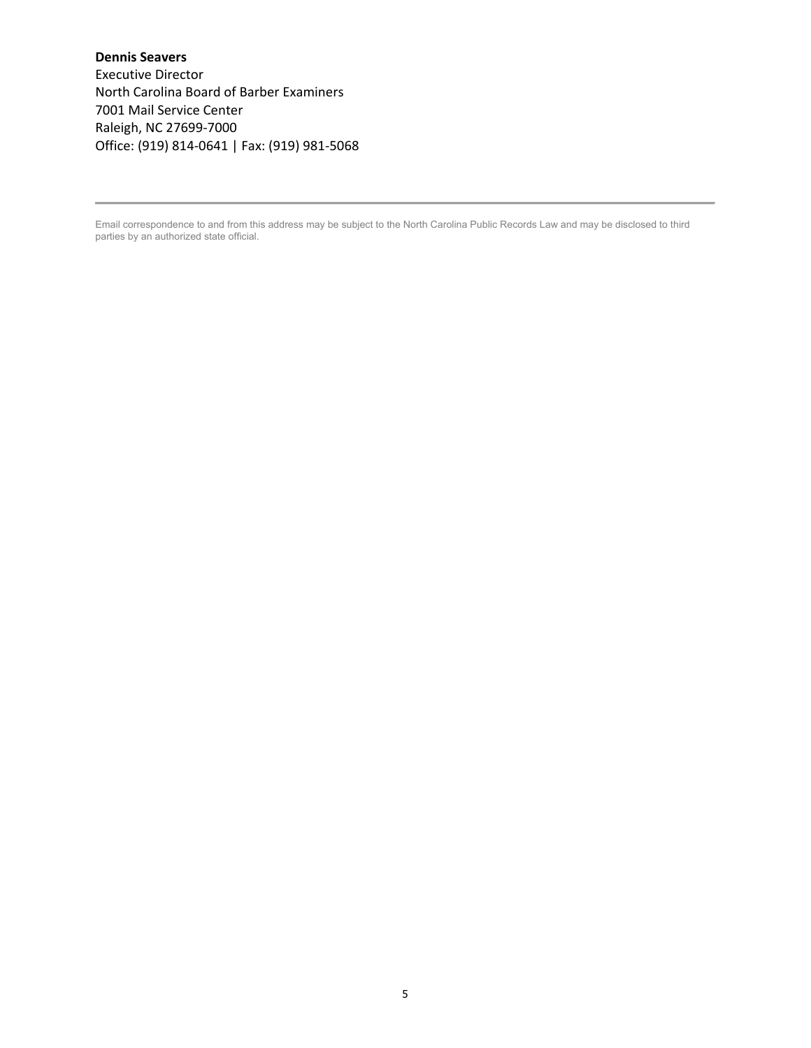**Dennis Seavers**
Executive Director
North Carolina Board of Barber Examiners
7001 Mail Service Center
Raleigh, NC 27699-7000
Office: (919) 814-0641 | Fax: (919) 981-5068

---

Email correspondence to and from this address may be subject to the North Carolina Public Records Law and may be disclosed to third parties by an authorized state official.